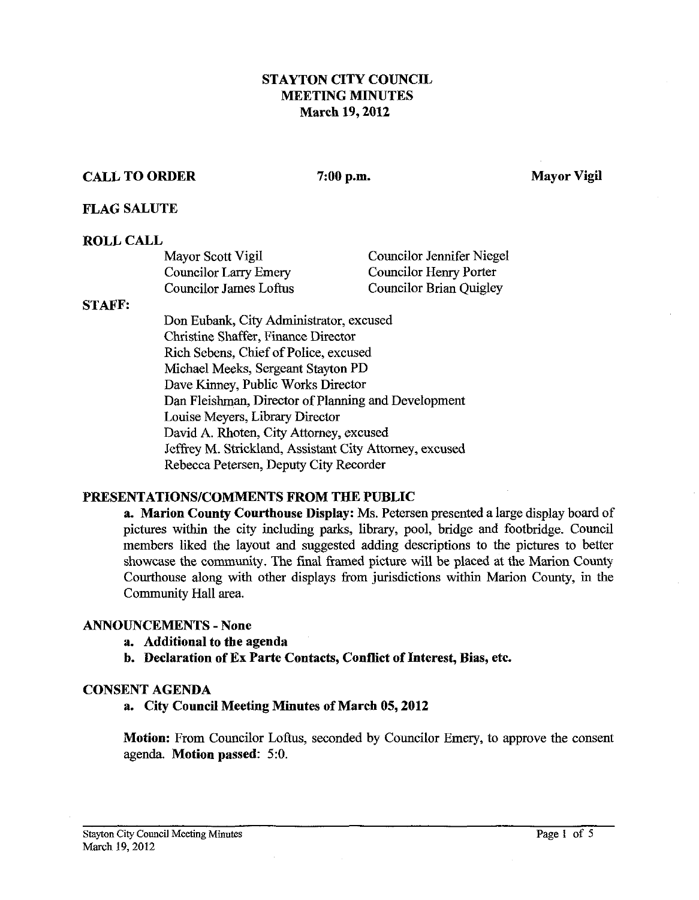# STAYTON CITY COUNCIL
# MEETING MINUTES
# March 19, 2012

**CALL TO ORDER** **7:00 p.m.** **Mayor Vigil**

**FLAG SALUTE**

**ROLL CALL**

| | |
|---|---|
| Mayor Scott Vigil | Councilor Jennifer Niegel |
| Councilor Larry Emery | Councilor Henry Porter |
| Councilor James Loftus | Councilor Brian Quigley |

**STAFF:**

Don Eubank, City Administrator, excused
Christine Shaffer, Finance Director
Rich Sebens, Chief of Police, excused
Michael Meeks, Sergeant Stayton PD
Dave Kinney, Public Works Director
Dan Fleishman, Director of Planning and Development
Louise Meyers, Library Director
David A. Rhoten, City Attorney, excused
Jeffrey M. Strickland, Assistant City Attorney, excused
Rebecca Petersen, Deputy City Recorder

**PRESENTATIONS/COMMENTS FROM THE PUBLIC**

**a. Marion County Courthouse Display:** Ms. Petersen presented a large display board of pictures within the city including parks, library, pool, bridge and footbridge. Council members liked the layout and suggested adding descriptions to the pictures to better showcase the community. The final framed picture will be placed at the Marion County Courthouse along with other displays from jurisdictions within Marion County, in the Community Hall area.

**ANNOUNCEMENTS - None**

**a. Additional to the agenda**

**b. Declaration of Ex Parte Contacts, Conflict of Interest, Bias, etc.**

**CONSENT AGENDA**

**a. City Council Meeting Minutes of March 05, 2012**

**Motion:** From Councilor Loftus, seconded by Councilor Emery, to approve the consent agenda. **Motion passed**: 5:0.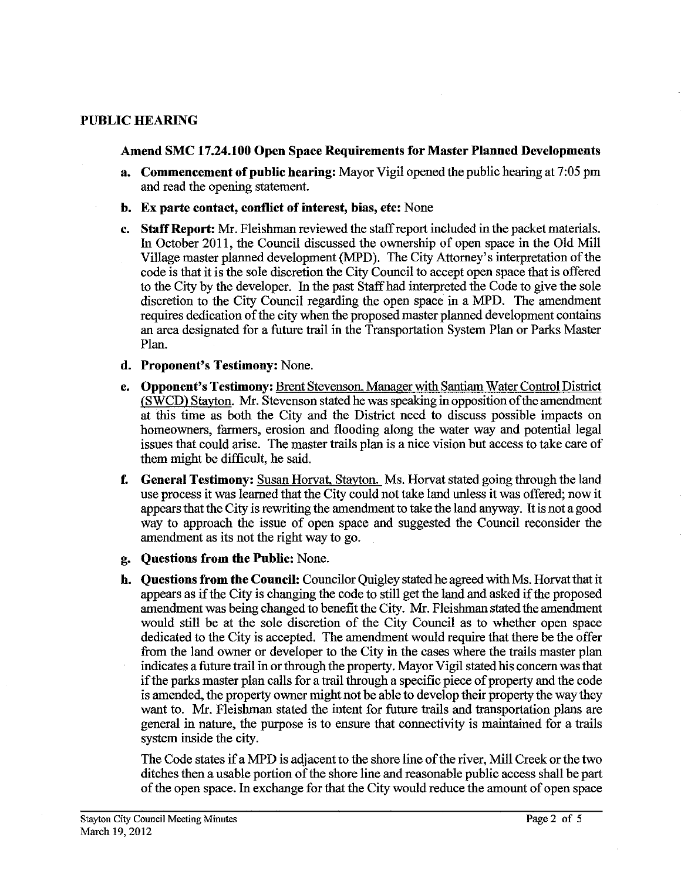## PUBLIC HEARING

### Amend SMC 17.24.100 Open Space Requirements for Master Planned Developments

**a. Commencement of public hearing:** Mayor Vigil opened the public hearing at 7:05 pm and read the opening statement.

**b. Ex parte contact, conflict of interest, bias, etc:** None

**c. Staff Report:** Mr. Fleishman reviewed the staff report included in the packet materials. In October 2011, the Council discussed the ownership of open space in the Old Mill Village master planned development (MPD). The City Attorney's interpretation of the code is that it is the sole discretion the City Council to accept open space that is offered to the City by the developer. In the past Staff had interpreted the Code to give the sole discretion to the City Council regarding the open space in a MPD. The amendment requires dedication of the city when the proposed master planned development contains an area designated for a future trail in the Transportation System Plan or Parks Master Plan.

**d. Proponent's Testimony:** None.

**e. Opponent's Testimony:** Brent Stevenson, Manager with Santiam Water Control District (SWCD) Stayton. Mr. Stevenson stated he was speaking in opposition of the amendment at this time as both the City and the District need to discuss possible impacts on homeowners, farmers, erosion and flooding along the water way and potential legal issues that could arise. The master trails plan is a nice vision but access to take care of them might be difficult, he said.

**f. General Testimony:** Susan Horvat, Stayton. Ms. Horvat stated going through the land use process it was learned that the City could not take land unless it was offered; now it appears that the City is rewriting the amendment to take the land anyway. It is not a good way to approach the issue of open space and suggested the Council reconsider the amendment as its not the right way to go.

**g. Questions from the Public:** None.

**h. Questions from the Council:** Councilor Quigley stated he agreed with Ms. Horvat that it appears as if the City is changing the code to still get the land and asked if the proposed amendment was being changed to benefit the City. Mr. Fleishman stated the amendment would still be at the sole discretion of the City Council as to whether open space dedicated to the City is accepted. The amendment would require that there be the offer from the land owner or developer to the City in the cases where the trails master plan indicates a future trail in or through the property. Mayor Vigil stated his concern was that if the parks master plan calls for a trail through a specific piece of property and the code is amended, the property owner might not be able to develop their property the way they want to. Mr. Fleishman stated the intent for future trails and transportation plans are general in nature, the purpose is to ensure that connectivity is maintained for a trails system inside the city.

The Code states if a MPD is adjacent to the shore line of the river, Mill Creek or the two ditches then a usable portion of the shore line and reasonable public access shall be part of the open space. In exchange for that the City would reduce the amount of open space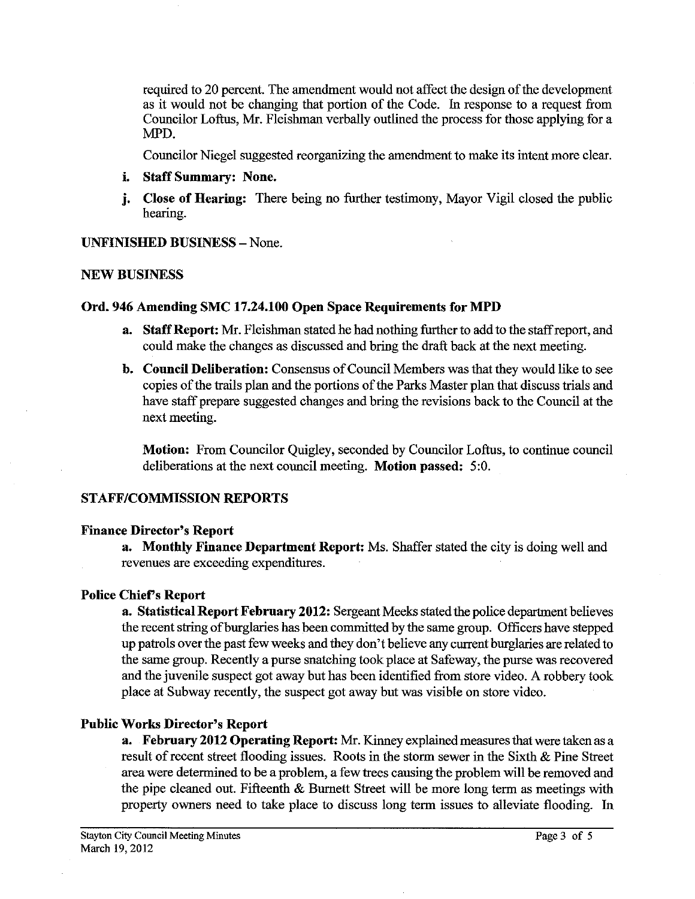required to 20 percent. The amendment would not affect the design of the development as it would not be changing that portion of the Code. In response to a request from Councilor Loftus, Mr. Fleishman verbally outlined the process for those applying for a MPD.

Councilor Niegel suggested reorganizing the amendment to make its intent more clear.

i. **Staff Summary: None.**

j. **Close of Hearing:** There being no further testimony, Mayor Vigil closed the public hearing.

**UNFINISHED BUSINESS** – None.

**NEW BUSINESS**

**Ord. 946 Amending SMC 17.24.100 Open Space Requirements for MPD**

a. **Staff Report:** Mr. Fleishman stated he had nothing further to add to the staff report, and could make the changes as discussed and bring the draft back at the next meeting.

b. **Council Deliberation:** Consensus of Council Members was that they would like to see copies of the trails plan and the portions of the Parks Master plan that discuss trials and have staff prepare suggested changes and bring the revisions back to the Council at the next meeting.

**Motion:** From Councilor Quigley, seconded by Councilor Loftus, to continue council deliberations at the next council meeting. **Motion passed:** 5:0.

**STAFF/COMMISSION REPORTS**

**Finance Director's Report**

**a. Monthly Finance Department Report:** Ms. Shaffer stated the city is doing well and revenues are exceeding expenditures.

**Police Chief's Report**

**a. Statistical Report February 2012:** Sergeant Meeks stated the police department believes the recent string of burglaries has been committed by the same group. Officers have stepped up patrols over the past few weeks and they don't believe any current burglaries are related to the same group. Recently a purse snatching took place at Safeway, the purse was recovered and the juvenile suspect got away but has been identified from store video. A robbery took place at Subway recently, the suspect got away but was visible on store video.

**Public Works Director's Report**

**a. February 2012 Operating Report:** Mr. Kinney explained measures that were taken as a result of recent street flooding issues. Roots in the storm sewer in the Sixth & Pine Street area were determined to be a problem, a few trees causing the problem will be removed and the pipe cleaned out. Fifteenth & Burnett Street will be more long term as meetings with property owners need to take place to discuss long term issues to alleviate flooding. In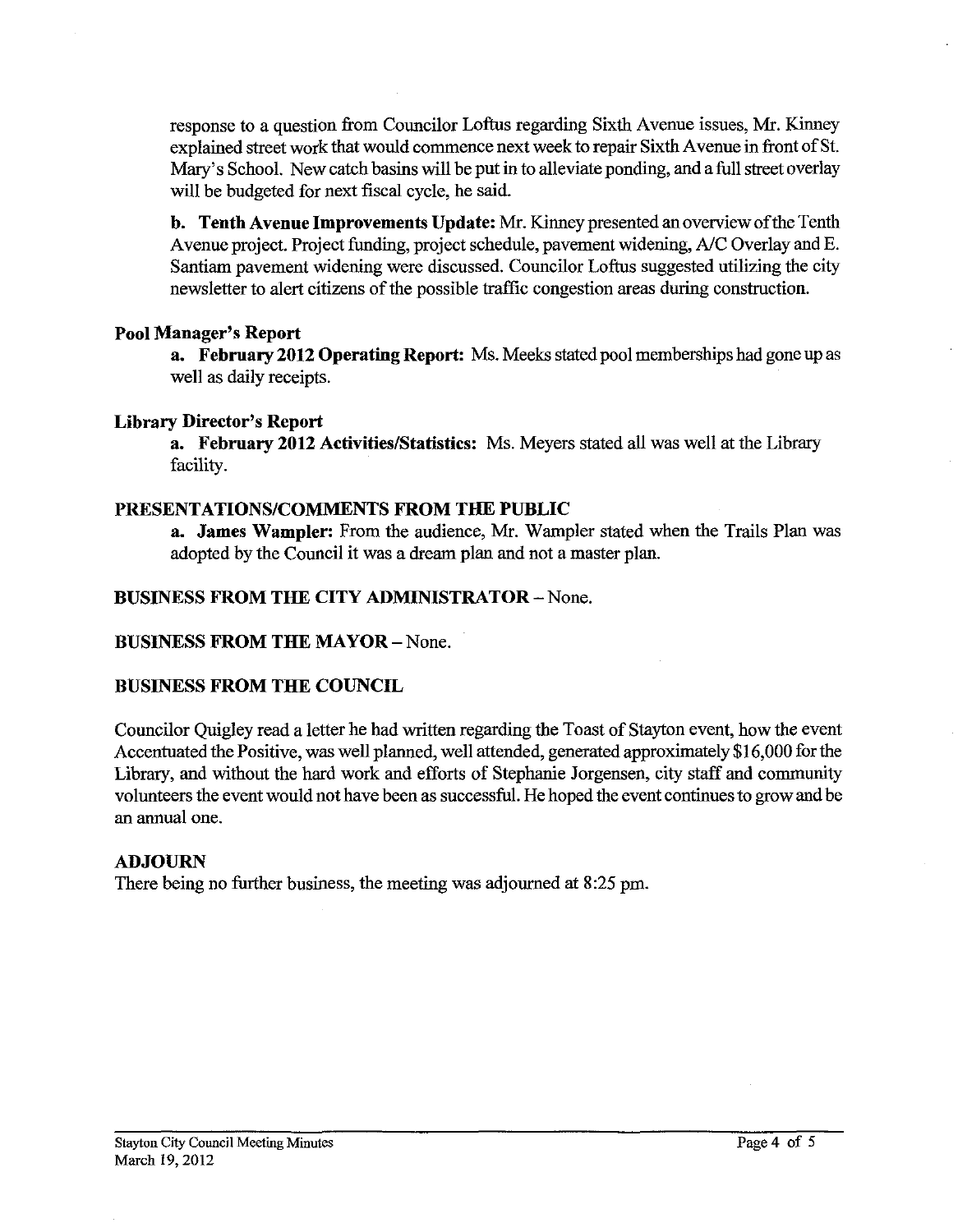response to a question from Councilor Loftus regarding Sixth Avenue issues, Mr. Kinney explained street work that would commence next week to repair Sixth Avenue in front of St. Mary's School. New catch basins will be put in to alleviate ponding, and a full street overlay will be budgeted for next fiscal cycle, he said.

**b. Tenth Avenue Improvements Update:** Mr. Kinney presented an overview of the Tenth Avenue project. Project funding, project schedule, pavement widening, A/C Overlay and E. Santiam pavement widening were discussed. Councilor Loftus suggested utilizing the city newsletter to alert citizens of the possible traffic congestion areas during construction.

### Pool Manager's Report

**a. February 2012 Operating Report:** Ms. Meeks stated pool memberships had gone up as well as daily receipts.

### Library Director's Report

**a. February 2012 Activities/Statistics:** Ms. Meyers stated all was well at the Library facility.

## PRESENTATIONS/COMMENTS FROM THE PUBLIC

**a. James Wampler:** From the audience, Mr. Wampler stated when the Trails Plan was adopted by the Council it was a dream plan and not a master plan.

## BUSINESS FROM THE CITY ADMINISTRATOR – None.

## BUSINESS FROM THE MAYOR – None.

## BUSINESS FROM THE COUNCIL

Councilor Quigley read a letter he had written regarding the Toast of Stayton event, how the event Accentuated the Positive, was well planned, well attended, generated approximately $16,000 for the Library, and without the hard work and efforts of Stephanie Jorgensen, city staff and community volunteers the event would not have been as successful. He hoped the event continues to grow and be an annual one.

## ADJOURN

There being no further business, the meeting was adjourned at 8:25 pm.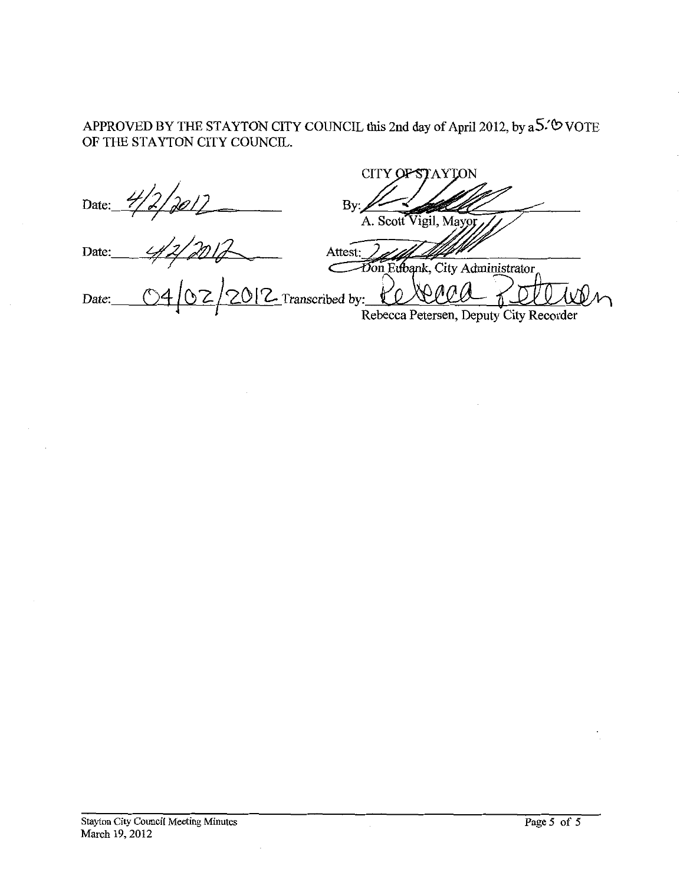APPROVED BY THE STAYTON CITY COUNCIL this 2nd day of April 2012, by a 5:0 VOTE OF THE STAYTON CITY COUNCIL.

CITY OF STAYTON

Date: 4/2/2012 By: ______________________
A. Scott Vigil, Mayor

Date: 4/2/2012 Attest: ______________________
Don Eubank, City Administrator

Date: 04/02/2012 Transcribed by: Rebecca Petersen
Rebecca Petersen, Deputy City Recorder